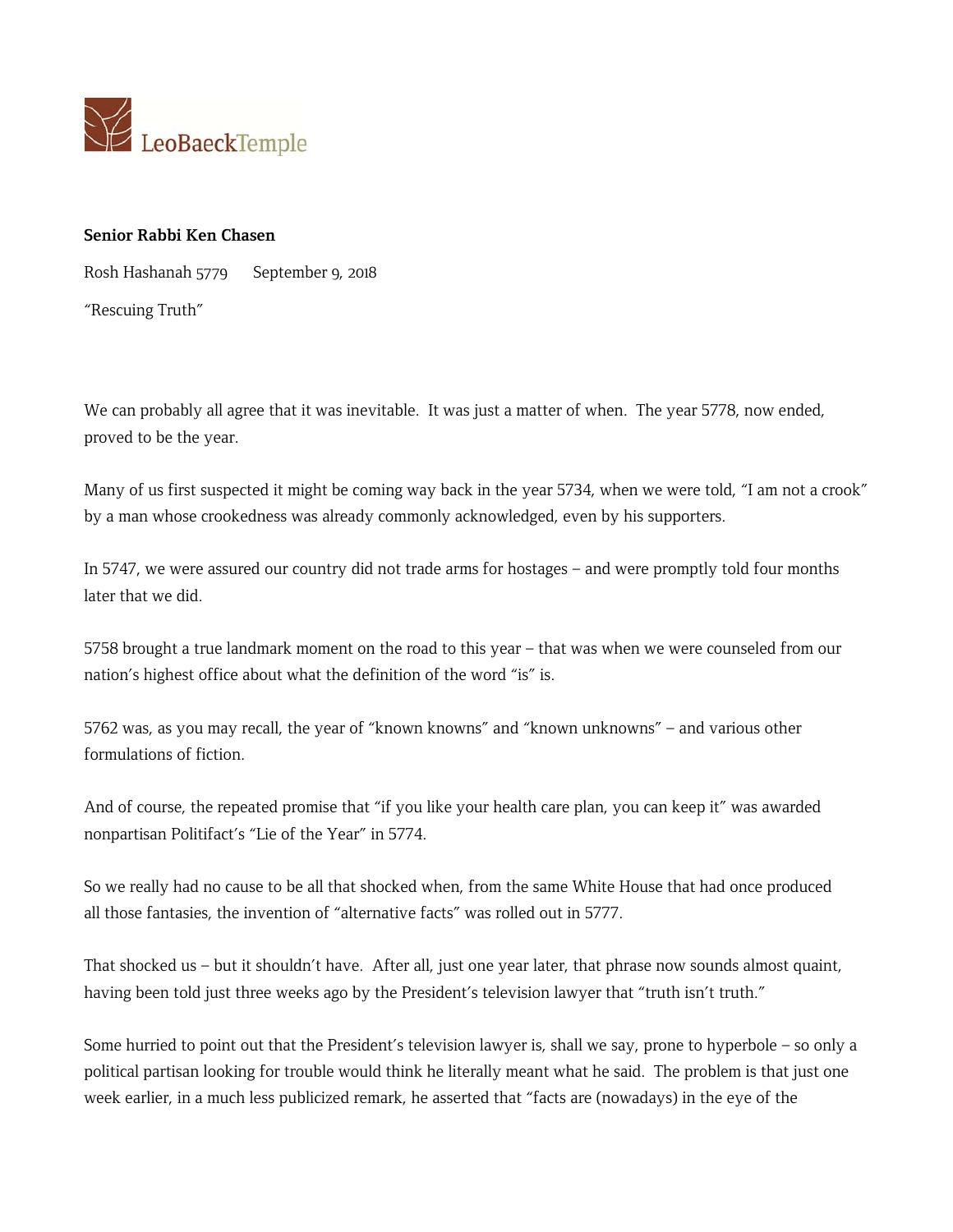LeoBaeckTemple

**Senior Rabbi Ken Chasen**

Rosh Hashanah 5779 September 9, 2018

"Rescuing Truth"

We can probably all agree that it was inevitable. It was just a matter of when. The year 5778, now ended, proved to be the year.

Many of us first suspected it might be coming way back in the year 5734, when we were told, "I am not a crook" by a man whose crookedness was already commonly acknowledged, even by his supporters.

In 5747, we were assured our country did not trade arms for hostages – and were promptly told four months later that we did.

5758 brought a true landmark moment on the road to this year – that was when we were counseled from our nation's highest office about what the definition of the word "is" is.

5762 was, as you may recall, the year of "known knowns" and "known unknowns" – and various other formulations of fiction.

And of course, the repeated promise that "if you like your health care plan, you can keep it" was awarded nonpartisan Politifact's "Lie of the Year" in 5774.

So we really had no cause to be all that shocked when, from the same White House that had once produced all those fantasies, the invention of "alternative facts" was rolled out in 5777.

That shocked us – but it shouldn't have. After all, just one year later, that phrase now sounds almost quaint, having been told just three weeks ago by the President's television lawyer that "truth isn't truth."

Some hurried to point out that the President's television lawyer is, shall we say, prone to hyperbole – so only a political partisan looking for trouble would think he literally meant what he said. The problem is that just one week earlier, in a much less publicized remark, he asserted that "facts are (nowadays) in the eye of the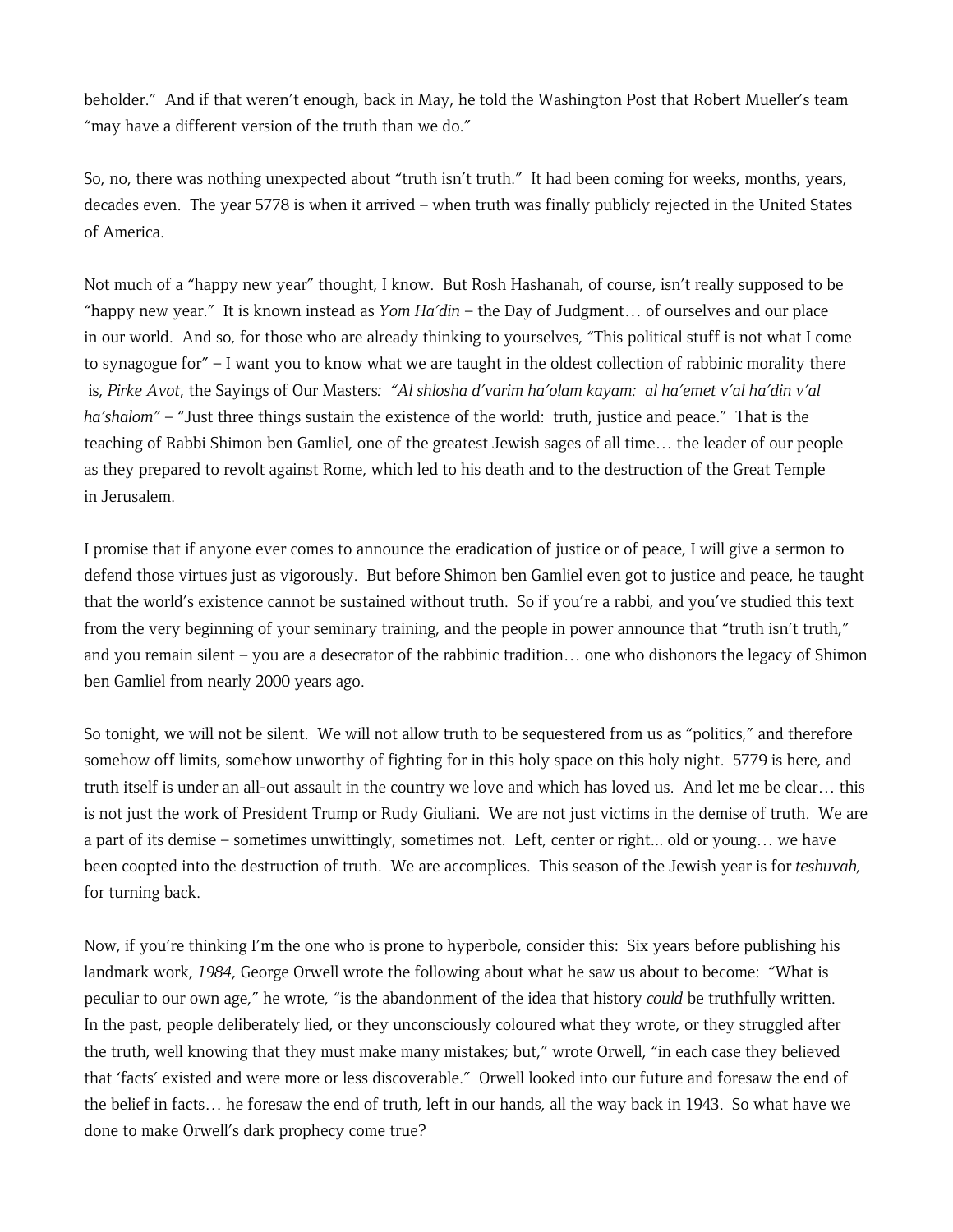beholder." And if that weren't enough, back in May, he told the Washington Post that Robert Mueller's team "may have a different version of the truth than we do."

So, no, there was nothing unexpected about "truth isn't truth." It had been coming for weeks, months, years, decades even. The year 5778 is when it arrived – when truth was finally publicly rejected in the United States of America.

Not much of a "happy new year" thought, I know. But Rosh Hashanah, of course, isn't really supposed to be "happy new year." It is known instead as *Yom Ha'din* – the Day of Judgment… of ourselves and our place in our world. And so, for those who are already thinking to yourselves, "This political stuff is not what I come to synagogue for" – I want you to know what we are taught in the oldest collection of rabbinic morality there is, *Pirke Avot*, the Sayings of Our Masters*: "Al shlosha d'varim ha'olam kayam: al ha'emet v'al ha'din v'al ha'shalom"* – "Just three things sustain the existence of the world: truth, justice and peace." That is the teaching of Rabbi Shimon ben Gamliel, one of the greatest Jewish sages of all time… the leader of our people as they prepared to revolt against Rome, which led to his death and to the destruction of the Great Temple in Jerusalem.

I promise that if anyone ever comes to announce the eradication of justice or of peace, I will give a sermon to defend those virtues just as vigorously. But before Shimon ben Gamliel even got to justice and peace, he taught that the world's existence cannot be sustained without truth. So if you're a rabbi, and you've studied this text from the very beginning of your seminary training, and the people in power announce that "truth isn't truth," and you remain silent – you are a desecrator of the rabbinic tradition… one who dishonors the legacy of Shimon ben Gamliel from nearly 2000 years ago.

So tonight, we will not be silent. We will not allow truth to be sequestered from us as "politics," and therefore somehow off limits, somehow unworthy of fighting for in this holy space on this holy night. 5779 is here, and truth itself is under an all-out assault in the country we love and which has loved us. And let me be clear… this is not just the work of President Trump or Rudy Giuliani. We are not just victims in the demise of truth. We are a part of its demise – sometimes unwittingly, sometimes not. Left, center or right... old or young… we have been coopted into the destruction of truth. We are accomplices. This season of the Jewish year is for *teshuvah,* for turning back.

Now, if you're thinking I'm the one who is prone to hyperbole, consider this: Six years before publishing his landmark work, *1984*, George Orwell wrote the following about what he saw us about to become: "What is peculiar to our own age," he wrote, "is the abandonment of the idea that history *could* be truthfully written. In the past, people deliberately lied, or they unconsciously coloured what they wrote, or they struggled after the truth, well knowing that they must make many mistakes; but," wrote Orwell, "in each case they believed that 'facts' existed and were more or less discoverable." Orwell looked into our future and foresaw the end of the belief in facts… he foresaw the end of truth, left in our hands, all the way back in 1943. So what have we done to make Orwell's dark prophecy come true?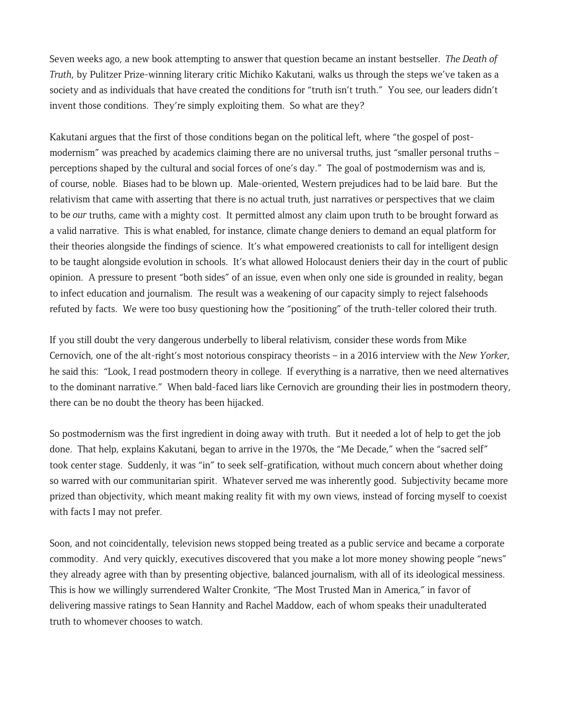Seven weeks ago, a new book attempting to answer that question became an instant bestseller. *The Death of Truth*, by Pulitzer Prize-winning literary critic Michiko Kakutani, walks us through the steps we've taken as a society and as individuals that have created the conditions for "truth isn't truth." You see, our leaders didn't invent those conditions. They're simply exploiting them. So what are they?

Kakutani argues that the first of those conditions began on the political left, where "the gospel of post-modernism" was preached by academics claiming there are no universal truths, just "smaller personal truths – perceptions shaped by the cultural and social forces of one's day." The goal of postmodernism was and is, of course, noble. Biases had to be blown up. Male-oriented, Western prejudices had to be laid bare. But the relativism that came with asserting that there is no actual truth, just narratives or perspectives that we claim to be *our* truths, came with a mighty cost. It permitted almost any claim upon truth to be brought forward as a valid narrative. This is what enabled, for instance, climate change deniers to demand an equal platform for their theories alongside the findings of science. It's what empowered creationists to call for intelligent design to be taught alongside evolution in schools. It's what allowed Holocaust deniers their day in the court of public opinion. A pressure to present "both sides" of an issue, even when only one side is grounded in reality, began to infect education and journalism. The result was a weakening of our capacity simply to reject falsehoods refuted by facts. We were too busy questioning how the "positioning" of the truth-teller colored their truth.

If you still doubt the very dangerous underbelly to liberal relativism, consider these words from Mike Cernovich, one of the alt-right's most notorious conspiracy theorists – in a 2016 interview with the *New Yorker*, he said this: "Look, I read postmodern theory in college. If everything is a narrative, then we need alternatives to the dominant narrative." When bald-faced liars like Cernovich are grounding their lies in postmodern theory, there can be no doubt the theory has been hijacked.

So postmodernism was the first ingredient in doing away with truth. But it needed a lot of help to get the job done. That help, explains Kakutani, began to arrive in the 1970s, the "Me Decade," when the "sacred self" took center stage. Suddenly, it was "in" to seek self-gratification, without much concern about whether doing so warred with our communitarian spirit. Whatever served me was inherently good. Subjectivity became more prized than objectivity, which meant making reality fit with my own views, instead of forcing myself to coexist with facts I may not prefer.

Soon, and not coincidentally, television news stopped being treated as a public service and became a corporate commodity. And very quickly, executives discovered that you make a lot more money showing people "news" they already agree with than by presenting objective, balanced journalism, with all of its ideological messiness. This is how we willingly surrendered Walter Cronkite, "The Most Trusted Man in America," in favor of delivering massive ratings to Sean Hannity and Rachel Maddow, each of whom speaks their unadulterated truth to whomever chooses to watch.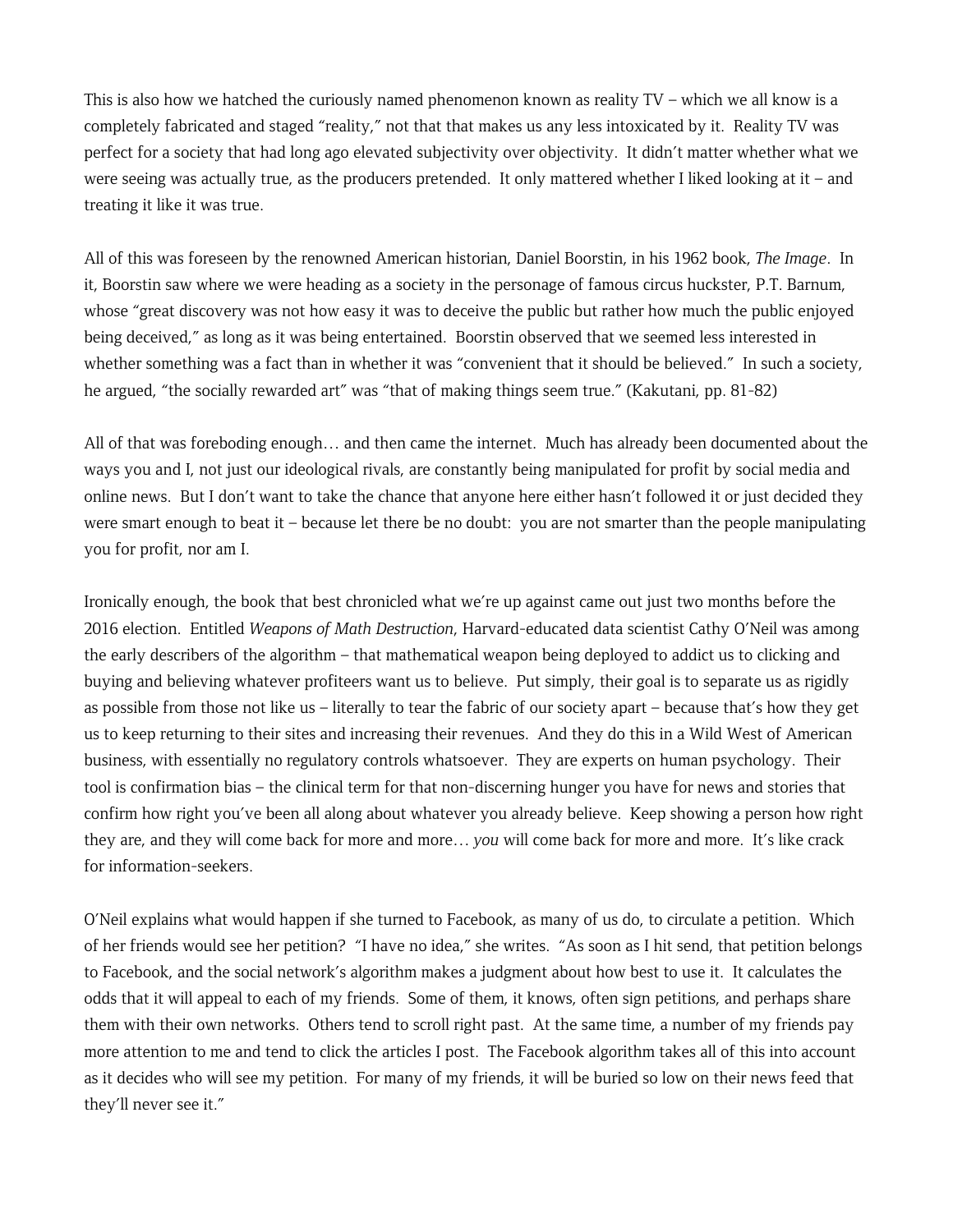This is also how we hatched the curiously named phenomenon known as reality TV – which we all know is a completely fabricated and staged "reality," not that that makes us any less intoxicated by it. Reality TV was perfect for a society that had long ago elevated subjectivity over objectivity. It didn't matter whether what we were seeing was actually true, as the producers pretended. It only mattered whether I liked looking at it – and treating it like it was true.

All of this was foreseen by the renowned American historian, Daniel Boorstin, in his 1962 book, *The Image*. In it, Boorstin saw where we were heading as a society in the personage of famous circus huckster, P.T. Barnum, whose "great discovery was not how easy it was to deceive the public but rather how much the public enjoyed being deceived," as long as it was being entertained. Boorstin observed that we seemed less interested in whether something was a fact than in whether it was "convenient that it should be believed." In such a society, he argued, "the socially rewarded art" was "that of making things seem true." (Kakutani, pp. 81-82)

All of that was foreboding enough… and then came the internet. Much has already been documented about the ways you and I, not just our ideological rivals, are constantly being manipulated for profit by social media and online news. But I don't want to take the chance that anyone here either hasn't followed it or just decided they were smart enough to beat it – because let there be no doubt: you are not smarter than the people manipulating you for profit, nor am I.

Ironically enough, the book that best chronicled what we're up against came out just two months before the 2016 election. Entitled *Weapons of Math Destruction*, Harvard-educated data scientist Cathy O'Neil was among the early describers of the algorithm – that mathematical weapon being deployed to addict us to clicking and buying and believing whatever profiteers want us to believe. Put simply, their goal is to separate us as rigidly as possible from those not like us – literally to tear the fabric of our society apart – because that's how they get us to keep returning to their sites and increasing their revenues. And they do this in a Wild West of American business, with essentially no regulatory controls whatsoever. They are experts on human psychology. Their tool is confirmation bias – the clinical term for that non-discerning hunger you have for news and stories that confirm how right you've been all along about whatever you already believe. Keep showing a person how right they are, and they will come back for more and more… *you* will come back for more and more. It's like crack for information-seekers.

O'Neil explains what would happen if she turned to Facebook, as many of us do, to circulate a petition. Which of her friends would see her petition? "I have no idea," she writes. "As soon as I hit send, that petition belongs to Facebook, and the social network's algorithm makes a judgment about how best to use it. It calculates the odds that it will appeal to each of my friends. Some of them, it knows, often sign petitions, and perhaps share them with their own networks. Others tend to scroll right past. At the same time, a number of my friends pay more attention to me and tend to click the articles I post. The Facebook algorithm takes all of this into account as it decides who will see my petition. For many of my friends, it will be buried so low on their news feed that they'll never see it."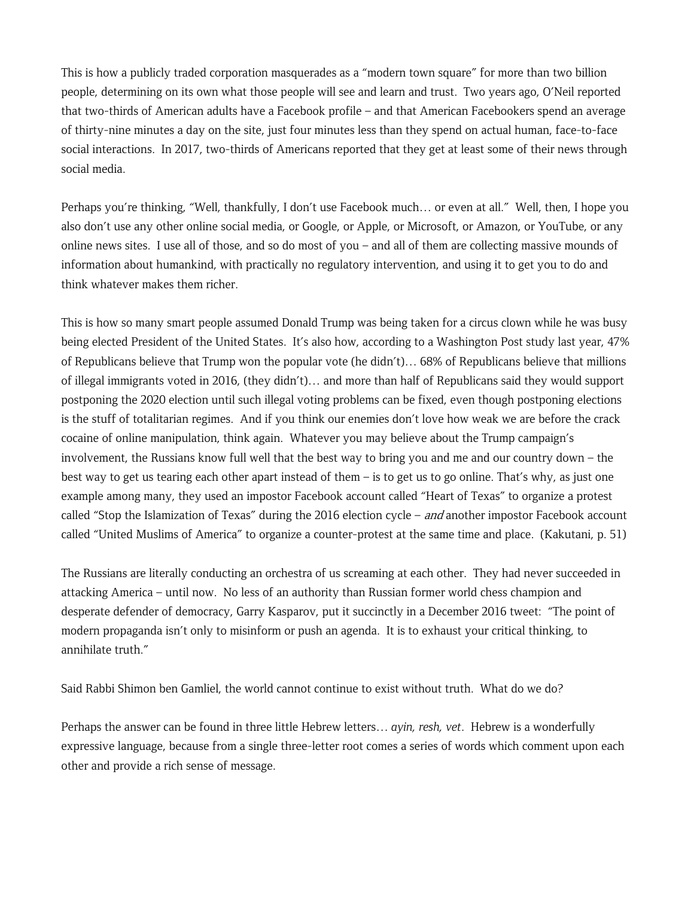This is how a publicly traded corporation masquerades as a "modern town square" for more than two billion people, determining on its own what those people will see and learn and trust. Two years ago, O'Neil reported that two-thirds of American adults have a Facebook profile – and that American Facebookers spend an average of thirty-nine minutes a day on the site, just four minutes less than they spend on actual human, face-to-face social interactions. In 2017, two-thirds of Americans reported that they get at least some of their news through social media.

Perhaps you're thinking, "Well, thankfully, I don't use Facebook much… or even at all." Well, then, I hope you also don't use any other online social media, or Google, or Apple, or Microsoft, or Amazon, or YouTube, or any online news sites. I use all of those, and so do most of you – and all of them are collecting massive mounds of information about humankind, with practically no regulatory intervention, and using it to get you to do and think whatever makes them richer.

This is how so many smart people assumed Donald Trump was being taken for a circus clown while he was busy being elected President of the United States. It's also how, according to a Washington Post study last year, 47% of Republicans believe that Trump won the popular vote (he didn't)… 68% of Republicans believe that millions of illegal immigrants voted in 2016, (they didn't)… and more than half of Republicans said they would support postponing the 2020 election until such illegal voting problems can be fixed, even though postponing elections is the stuff of totalitarian regimes. And if you think our enemies don't love how weak we are before the crack cocaine of online manipulation, think again. Whatever you may believe about the Trump campaign's involvement, the Russians know full well that the best way to bring you and me and our country down – the best way to get us tearing each other apart instead of them – is to get us to go online. That's why, as just one example among many, they used an impostor Facebook account called "Heart of Texas" to organize a protest called "Stop the Islamization of Texas" during the 2016 election cycle – *and* another impostor Facebook account called "United Muslims of America" to organize a counter-protest at the same time and place. (Kakutani, p. 51)

The Russians are literally conducting an orchestra of us screaming at each other. They had never succeeded in attacking America – until now. No less of an authority than Russian former world chess champion and desperate defender of democracy, Garry Kasparov, put it succinctly in a December 2016 tweet: "The point of modern propaganda isn't only to misinform or push an agenda. It is to exhaust your critical thinking, to annihilate truth."

Said Rabbi Shimon ben Gamliel, the world cannot continue to exist without truth. What do we do?

Perhaps the answer can be found in three little Hebrew letters… *ayin, resh, vet*. Hebrew is a wonderfully expressive language, because from a single three-letter root comes a series of words which comment upon each other and provide a rich sense of message.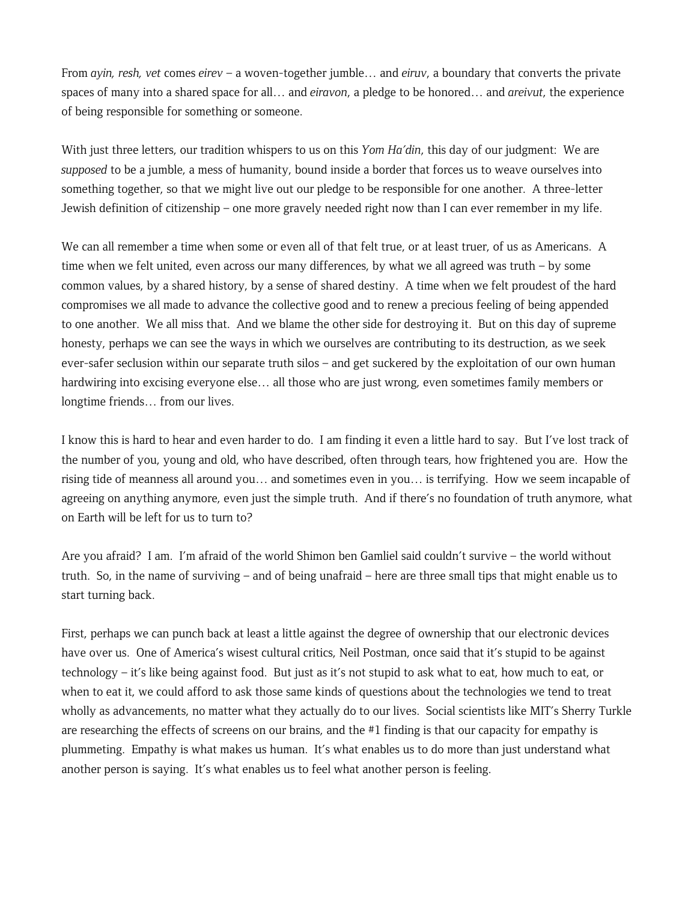From *ayin, resh, vet* comes *eirev* – a woven-together jumble… and *eiruv*, a boundary that converts the private spaces of many into a shared space for all… and *eiravon*, a pledge to be honored… and *areivut*, the experience of being responsible for something or someone.

With just three letters, our tradition whispers to us on this *Yom Ha'din*, this day of our judgment: We are *supposed* to be a jumble, a mess of humanity, bound inside a border that forces us to weave ourselves into something together, so that we might live out our pledge to be responsible for one another. A three-letter Jewish definition of citizenship – one more gravely needed right now than I can ever remember in my life.

We can all remember a time when some or even all of that felt true, or at least truer, of us as Americans. A time when we felt united, even across our many differences, by what we all agreed was truth – by some common values, by a shared history, by a sense of shared destiny. A time when we felt proudest of the hard compromises we all made to advance the collective good and to renew a precious feeling of being appended to one another. We all miss that. And we blame the other side for destroying it. But on this day of supreme honesty, perhaps we can see the ways in which we ourselves are contributing to its destruction, as we seek ever-safer seclusion within our separate truth silos – and get suckered by the exploitation of our own human hardwiring into excising everyone else… all those who are just wrong, even sometimes family members or longtime friends… from our lives.

I know this is hard to hear and even harder to do. I am finding it even a little hard to say. But I've lost track of the number of you, young and old, who have described, often through tears, how frightened you are. How the rising tide of meanness all around you… and sometimes even in you… is terrifying. How we seem incapable of agreeing on anything anymore, even just the simple truth. And if there's no foundation of truth anymore, what on Earth will be left for us to turn to?

Are you afraid? I am. I'm afraid of the world Shimon ben Gamliel said couldn't survive – the world without truth. So, in the name of surviving – and of being unafraid – here are three small tips that might enable us to start turning back.

First, perhaps we can punch back at least a little against the degree of ownership that our electronic devices have over us. One of America's wisest cultural critics, Neil Postman, once said that it's stupid to be against technology – it's like being against food. But just as it's not stupid to ask what to eat, how much to eat, or when to eat it, we could afford to ask those same kinds of questions about the technologies we tend to treat wholly as advancements, no matter what they actually do to our lives. Social scientists like MIT's Sherry Turkle are researching the effects of screens on our brains, and the #1 finding is that our capacity for empathy is plummeting. Empathy is what makes us human. It's what enables us to do more than just understand what another person is saying. It's what enables us to feel what another person is feeling.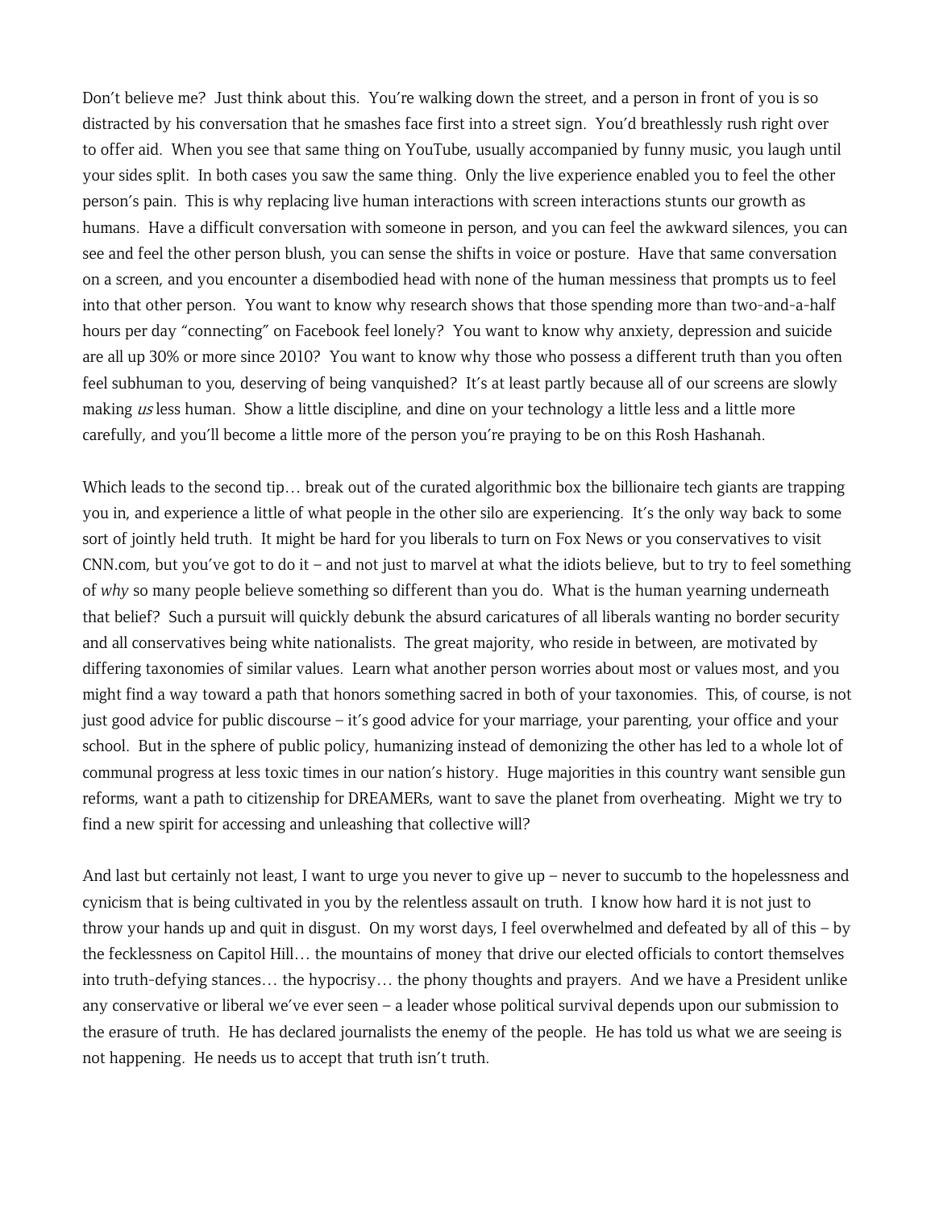Don't believe me? Just think about this. You're walking down the street, and a person in front of you is so distracted by his conversation that he smashes face first into a street sign. You'd breathlessly rush right over to offer aid. When you see that same thing on YouTube, usually accompanied by funny music, you laugh until your sides split. In both cases you saw the same thing. Only the live experience enabled you to feel the other person's pain. This is why replacing live human interactions with screen interactions stunts our growth as humans. Have a difficult conversation with someone in person, and you can feel the awkward silences, you can see and feel the other person blush, you can sense the shifts in voice or posture. Have that same conversation on a screen, and you encounter a disembodied head with none of the human messiness that prompts us to feel into that other person. You want to know why research shows that those spending more than two-and-a-half hours per day "connecting" on Facebook feel lonely? You want to know why anxiety, depression and suicide are all up 30% or more since 2010? You want to know why those who possess a different truth than you often feel subhuman to you, deserving of being vanquished? It's at least partly because all of our screens are slowly making *us* less human. Show a little discipline, and dine on your technology a little less and a little more carefully, and you'll become a little more of the person you're praying to be on this Rosh Hashanah.

Which leads to the second tip… break out of the curated algorithmic box the billionaire tech giants are trapping you in, and experience a little of what people in the other silo are experiencing. It's the only way back to some sort of jointly held truth. It might be hard for you liberals to turn on Fox News or you conservatives to visit CNN.com, but you've got to do it – and not just to marvel at what the idiots believe, but to try to feel something of *why* so many people believe something so different than you do. What is the human yearning underneath that belief? Such a pursuit will quickly debunk the absurd caricatures of all liberals wanting no border security and all conservatives being white nationalists. The great majority, who reside in between, are motivated by differing taxonomies of similar values. Learn what another person worries about most or values most, and you might find a way toward a path that honors something sacred in both of your taxonomies. This, of course, is not just good advice for public discourse – it's good advice for your marriage, your parenting, your office and your school. But in the sphere of public policy, humanizing instead of demonizing the other has led to a whole lot of communal progress at less toxic times in our nation's history. Huge majorities in this country want sensible gun reforms, want a path to citizenship for DREAMERs, want to save the planet from overheating. Might we try to find a new spirit for accessing and unleashing that collective will?

And last but certainly not least, I want to urge you never to give up – never to succumb to the hopelessness and cynicism that is being cultivated in you by the relentless assault on truth. I know how hard it is not just to throw your hands up and quit in disgust. On my worst days, I feel overwhelmed and defeated by all of this – by the fecklessness on Capitol Hill… the mountains of money that drive our elected officials to contort themselves into truth-defying stances… the hypocrisy… the phony thoughts and prayers. And we have a President unlike any conservative or liberal we've ever seen – a leader whose political survival depends upon our submission to the erasure of truth. He has declared journalists the enemy of the people. He has told us what we are seeing is not happening. He needs us to accept that truth isn't truth.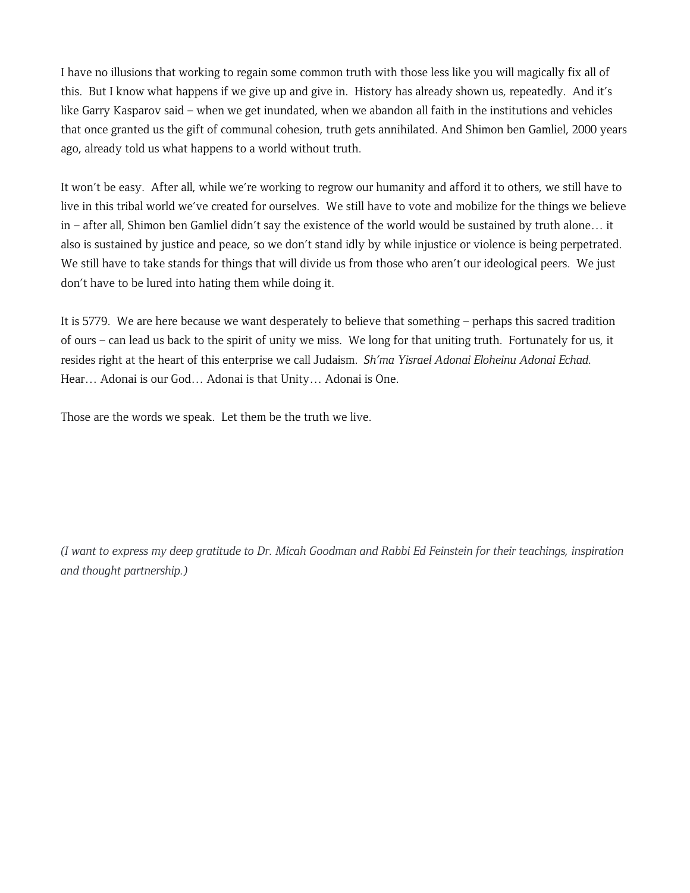I have no illusions that working to regain some common truth with those less like you will magically fix all of this. But I know what happens if we give up and give in. History has already shown us, repeatedly. And it's like Garry Kasparov said – when we get inundated, when we abandon all faith in the institutions and vehicles that once granted us the gift of communal cohesion, truth gets annihilated. And Shimon ben Gamliel, 2000 years ago, already told us what happens to a world without truth.

It won't be easy. After all, while we're working to regrow our humanity and afford it to others, we still have to live in this tribal world we've created for ourselves. We still have to vote and mobilize for the things we believe in – after all, Shimon ben Gamliel didn't say the existence of the world would be sustained by truth alone… it also is sustained by justice and peace, so we don't stand idly by while injustice or violence is being perpetrated. We still have to take stands for things that will divide us from those who aren't our ideological peers. We just don't have to be lured into hating them while doing it.

It is 5779. We are here because we want desperately to believe that something – perhaps this sacred tradition of ours – can lead us back to the spirit of unity we miss. We long for that uniting truth. Fortunately for us, it resides right at the heart of this enterprise we call Judaism. *Sh'ma Yisrael Adonai Eloheinu Adonai Echad.* Hear… Adonai is our God… Adonai is that Unity… Adonai is One.

Those are the words we speak. Let them be the truth we live.

*(I want to express my deep gratitude to Dr. Micah Goodman and Rabbi Ed Feinstein for their teachings, inspiration and thought partnership.)*